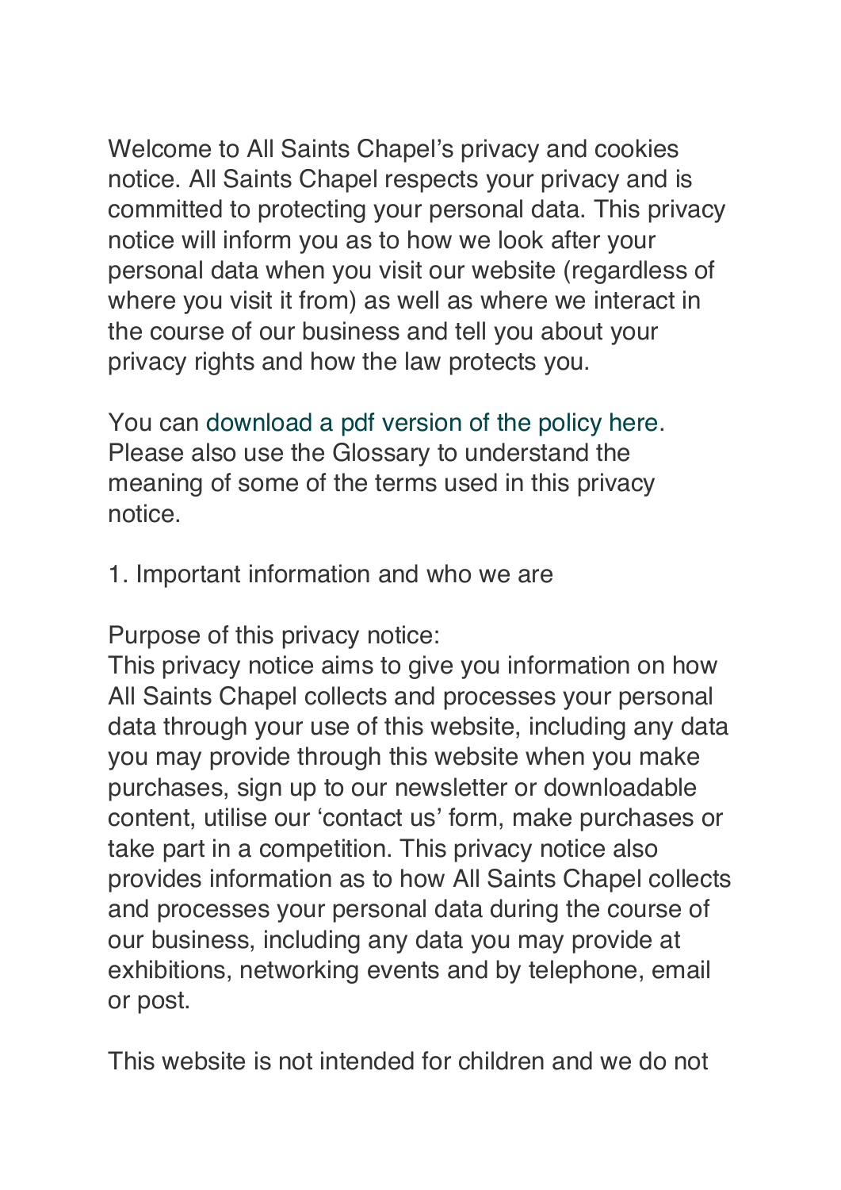Welcome to All Saints Chapel's privacy and cookies notice. All Saints Chapel respects your privacy and is committed to protecting your personal data. This privacy notice will inform you as to how we look after your personal data when you visit our website (regardless of where you visit it from) as well as where we interact in the course of our business and tell you about your privacy rights and how the law protects you.

You can download a pdf version of the policy here. Please also use the Glossary to understand the meaning of some of the terms used in this privacy notice.

1. Important information and who we are

Purpose of this privacy notice:
This privacy notice aims to give you information on how All Saints Chapel collects and processes your personal data through your use of this website, including any data you may provide through this website when you make purchases, sign up to our newsletter or downloadable content, utilise our 'contact us' form, make purchases or take part in a competition. This privacy notice also provides information as to how All Saints Chapel collects and processes your personal data during the course of our business, including any data you may provide at exhibitions, networking events and by telephone, email or post.

This website is not intended for children and we do not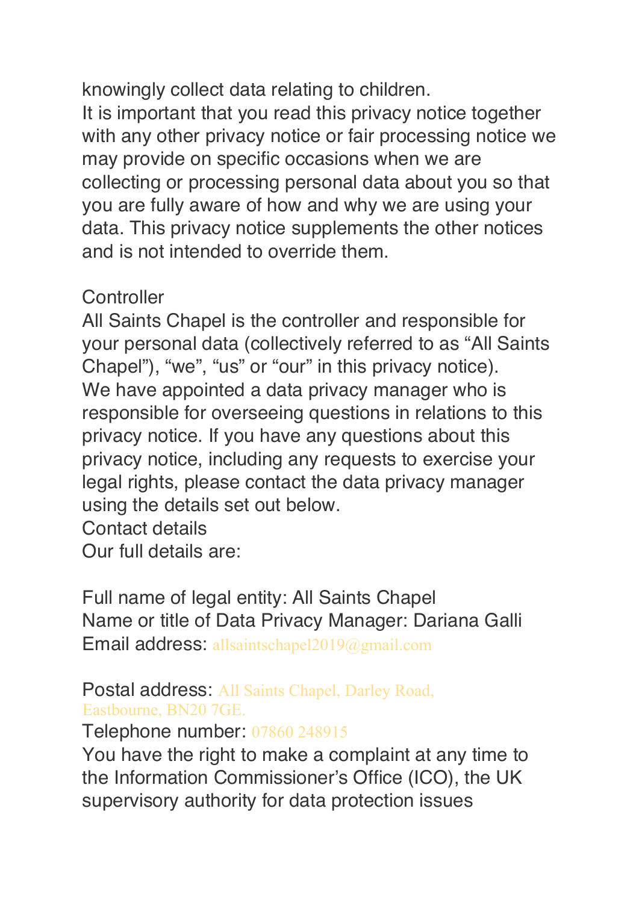knowingly collect data relating to children.
It is important that you read this privacy notice together with any other privacy notice or fair processing notice we may provide on specific occasions when we are collecting or processing personal data about you so that you are fully aware of how and why we are using your data. This privacy notice supplements the other notices and is not intended to override them.

## Controller

All Saints Chapel is the controller and responsible for your personal data (collectively referred to as "All Saints Chapel"), "we", "us" or "our" in this privacy notice).
We have appointed a data privacy manager who is responsible for overseeing questions in relations to this privacy notice. If you have any questions about this privacy notice, including any requests to exercise your legal rights, please contact the data privacy manager using the details set out below.

## Contact details

Our full details are:

Full name of legal entity: All Saints Chapel
Name or title of Data Privacy Manager: Dariana Galli
Email address: allsaintschapel2019@gmail.com

Postal address: All Saints Chapel, Darley Road, Eastbourne, BN20 7GE.
Telephone number: 07860 248915
You have the right to make a complaint at any time to the Information Commissioner's Office (ICO), the UK supervisory authority for data protection issues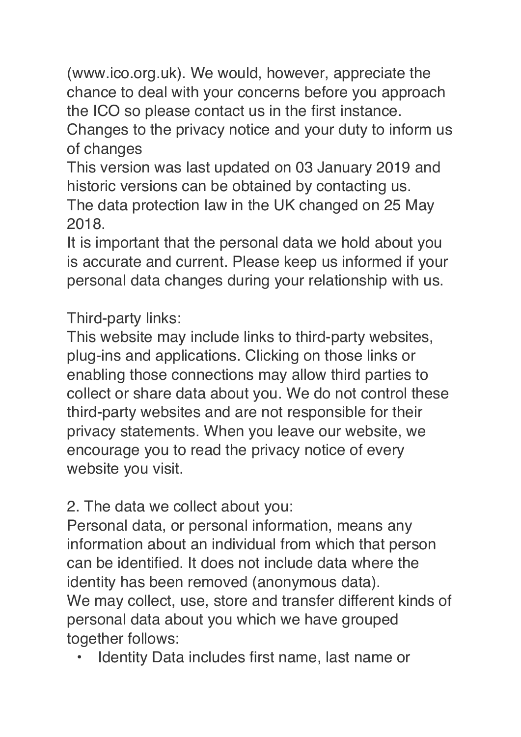(www.ico.org.uk). We would, however, appreciate the chance to deal with your concerns before you approach the ICO so please contact us in the first instance.

Changes to the privacy notice and your duty to inform us of changes

This version was last updated on 03 January 2019 and historic versions can be obtained by contacting us.

The data protection law in the UK changed on 25 May 2018.

It is important that the personal data we hold about you is accurate and current. Please keep us informed if your personal data changes during your relationship with us.

Third-party links:

This website may include links to third-party websites, plug-ins and applications. Clicking on those links or enabling those connections may allow third parties to collect or share data about you. We do not control these third-party websites and are not responsible for their privacy statements. When you leave our website, we encourage you to read the privacy notice of every website you visit.

2. The data we collect about you:

Personal data, or personal information, means any information about an individual from which that person can be identified. It does not include data where the identity has been removed (anonymous data).

We may collect, use, store and transfer different kinds of personal data about you which we have grouped together follows:

- Identity Data includes first name, last name or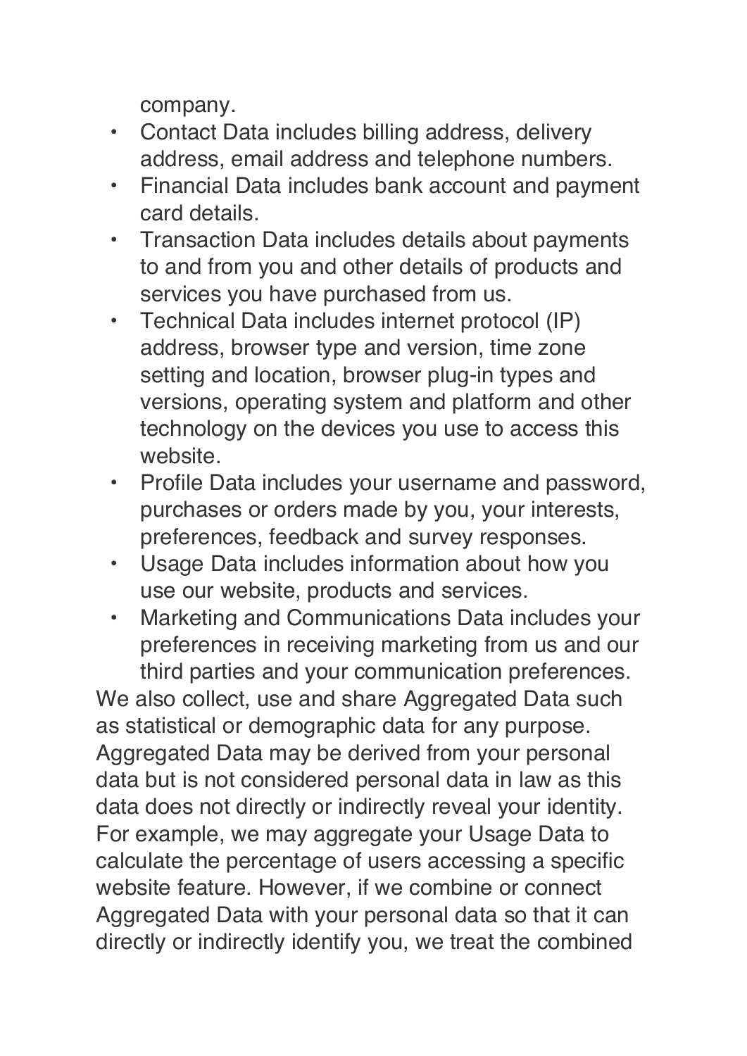company.

- Contact Data includes billing address, delivery address, email address and telephone numbers.
- Financial Data includes bank account and payment card details.
- Transaction Data includes details about payments to and from you and other details of products and services you have purchased from us.
- Technical Data includes internet protocol (IP) address, browser type and version, time zone setting and location, browser plug-in types and versions, operating system and platform and other technology on the devices you use to access this website.
- Profile Data includes your username and password, purchases or orders made by you, your interests, preferences, feedback and survey responses.
- Usage Data includes information about how you use our website, products and services.
- Marketing and Communications Data includes your preferences in receiving marketing from us and our third parties and your communication preferences.

We also collect, use and share Aggregated Data such as statistical or demographic data for any purpose. Aggregated Data may be derived from your personal data but is not considered personal data in law as this data does not directly or indirectly reveal your identity. For example, we may aggregate your Usage Data to calculate the percentage of users accessing a specific website feature. However, if we combine or connect Aggregated Data with your personal data so that it can directly or indirectly identify you, we treat the combined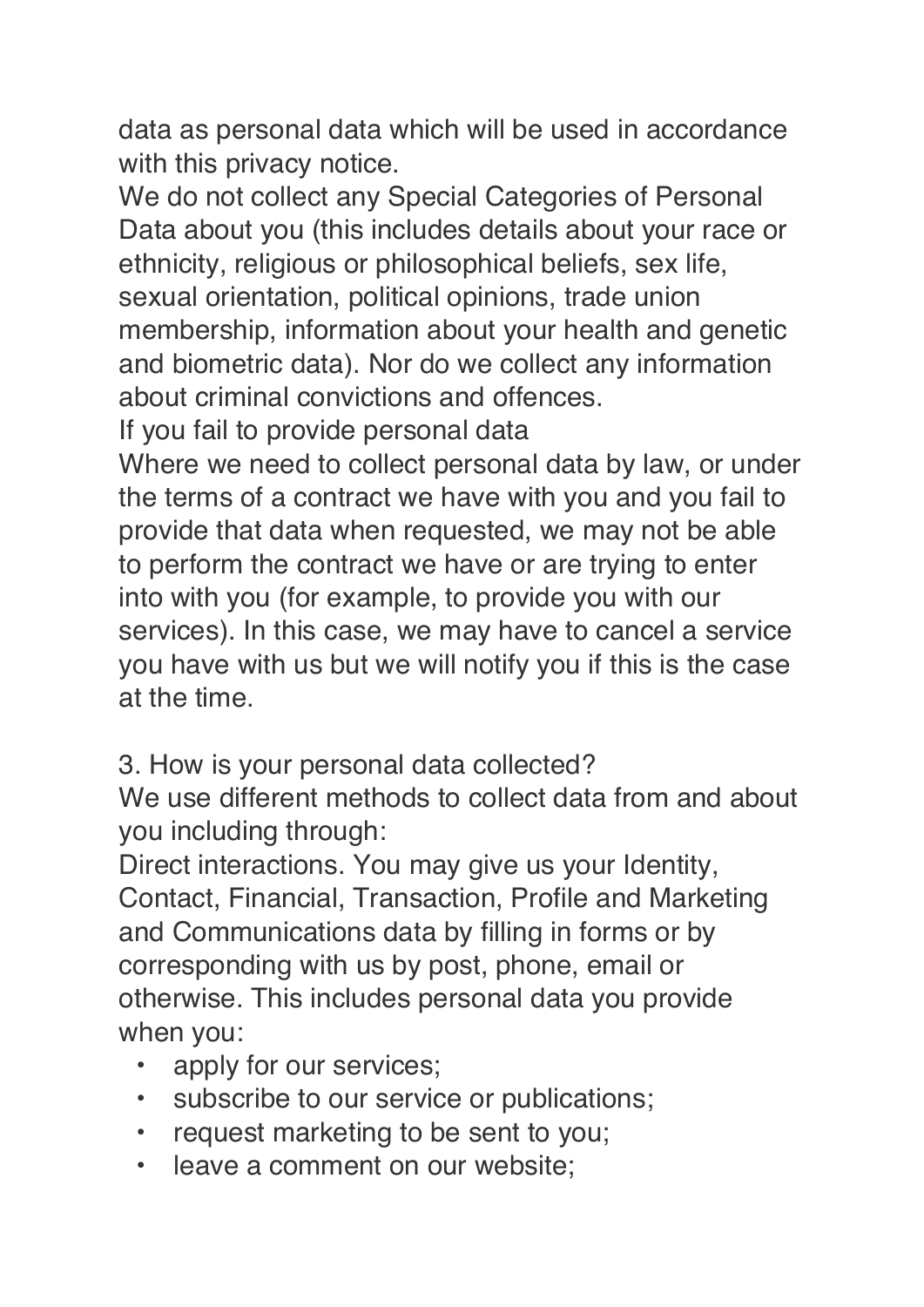data as personal data which will be used in accordance with this privacy notice.

We do not collect any Special Categories of Personal Data about you (this includes details about your race or ethnicity, religious or philosophical beliefs, sex life, sexual orientation, political opinions, trade union membership, information about your health and genetic and biometric data). Nor do we collect any information about criminal convictions and offences.

If you fail to provide personal data

Where we need to collect personal data by law, or under the terms of a contract we have with you and you fail to provide that data when requested, we may not be able to perform the contract we have or are trying to enter into with you (for example, to provide you with our services). In this case, we may have to cancel a service you have with us but we will notify you if this is the case at the time.

3. How is your personal data collected?

We use different methods to collect data from and about you including through:

Direct interactions. You may give us your Identity, Contact, Financial, Transaction, Profile and Marketing and Communications data by filling in forms or by corresponding with us by post, phone, email or otherwise. This includes personal data you provide when you:

- apply for our services;
- subscribe to our service or publications;
- request marketing to be sent to you;
- leave a comment on our website;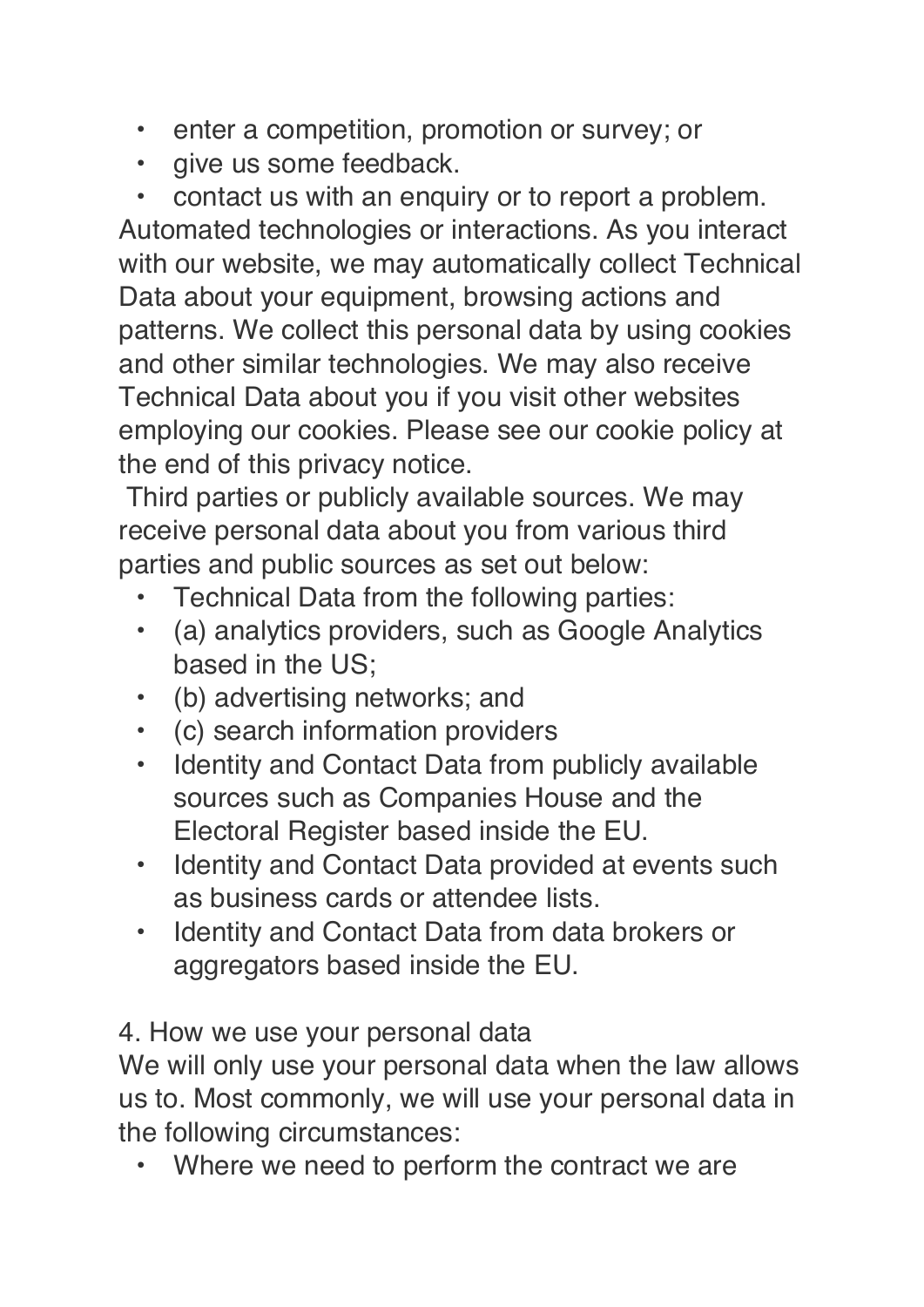- enter a competition, promotion or survey; or
- give us some feedback.
- contact us with an enquiry or to report a problem.

Automated technologies or interactions. As you interact with our website, we may automatically collect Technical Data about your equipment, browsing actions and patterns. We collect this personal data by using cookies and other similar technologies. We may also receive Technical Data about you if you visit other websites employing our cookies. Please see our cookie policy at the end of this privacy notice.

Third parties or publicly available sources. We may receive personal data about you from various third parties and public sources as set out below:

- Technical Data from the following parties:
- (a) analytics providers, such as Google Analytics based in the US;
- (b) advertising networks; and
- (c) search information providers
- Identity and Contact Data from publicly available sources such as Companies House and the Electoral Register based inside the EU.
- Identity and Contact Data provided at events such as business cards or attendee lists.
- Identity and Contact Data from data brokers or aggregators based inside the EU.

## 4. How we use your personal data

We will only use your personal data when the law allows us to. Most commonly, we will use your personal data in the following circumstances:

- Where we need to perform the contract we are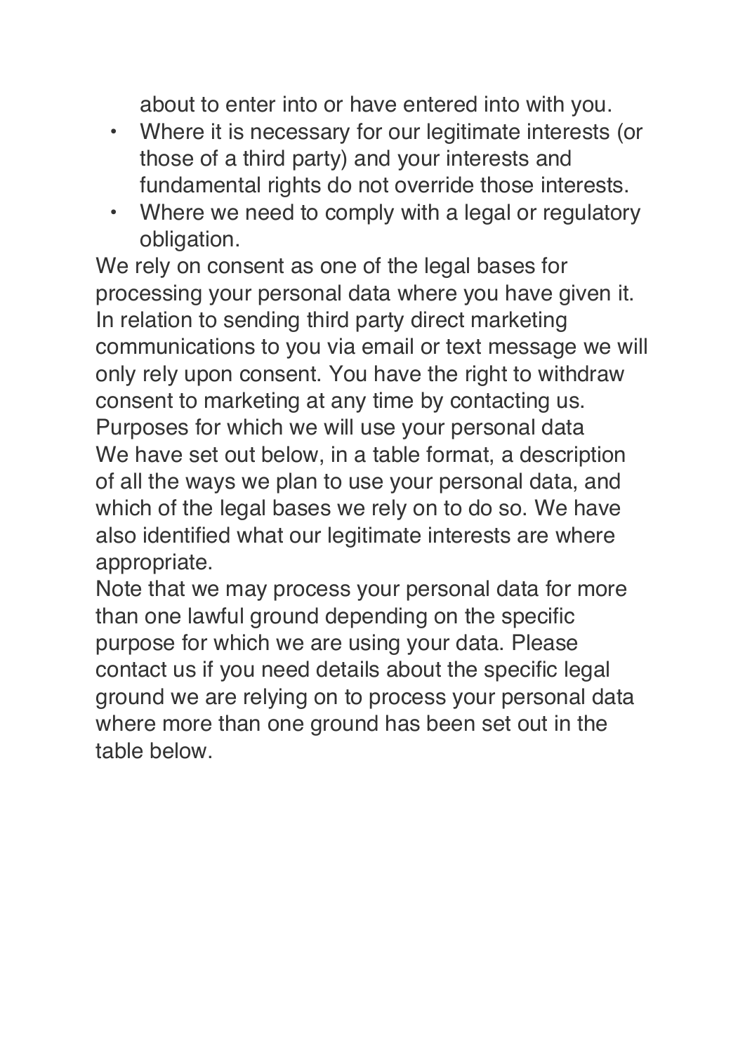about to enter into or have entered into with you.

- Where it is necessary for our legitimate interests (or those of a third party) and your interests and fundamental rights do not override those interests.
- Where we need to comply with a legal or regulatory obligation.

We rely on consent as one of the legal bases for processing your personal data where you have given it. In relation to sending third party direct marketing communications to you via email or text message we will only rely upon consent. You have the right to withdraw consent to marketing at any time by contacting us.

Purposes for which we will use your personal data

We have set out below, in a table format, a description of all the ways we plan to use your personal data, and which of the legal bases we rely on to do so. We have also identified what our legitimate interests are where appropriate.

Note that we may process your personal data for more than one lawful ground depending on the specific purpose for which we are using your data. Please contact us if you need details about the specific legal ground we are relying on to process your personal data where more than one ground has been set out in the table below.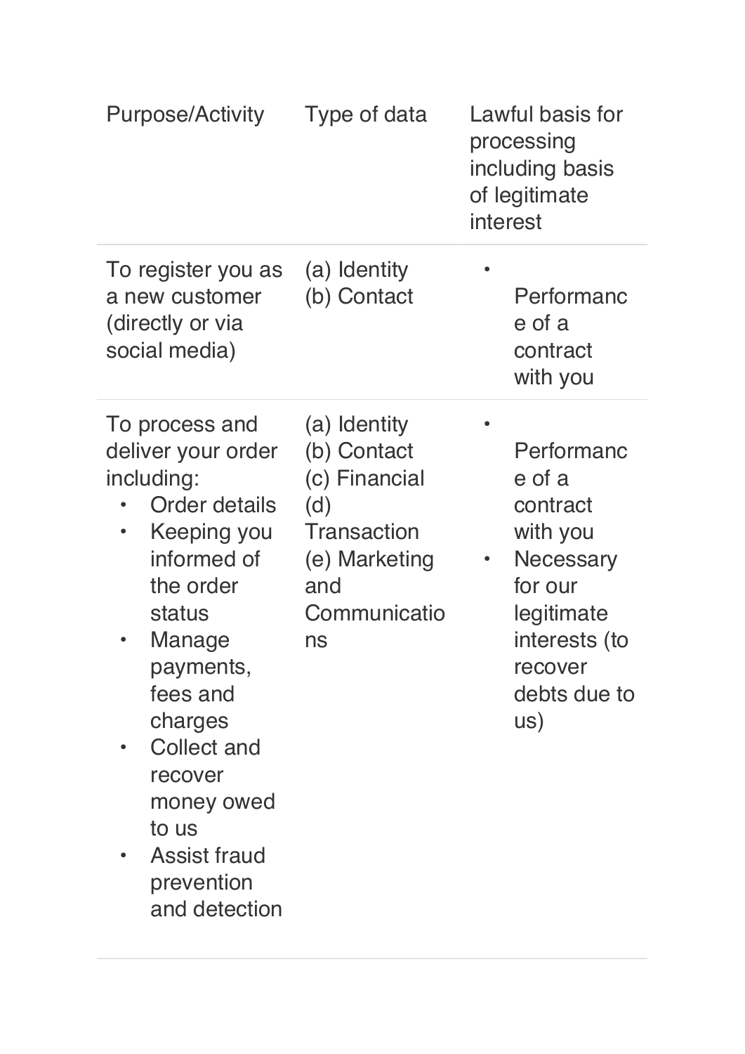| Purpose/Activity | Type of data | Lawful basis for processing including basis of legitimate interest |
|---|---|---|
| To register you as a new customer (directly or via social media) | (a) Identity<br>(b) Contact | • Performance of a contract with you |
| To process and deliver your order including:<br>• Order details<br>• Keeping you informed of the order status<br>• Manage payments, fees and charges<br>• Collect and recover money owed to us<br>• Assist fraud prevention and detection | (a) Identity<br>(b) Contact<br>(c) Financial<br>(d) Transaction<br>(e) Marketing and Communications | • Performance of a contract with you<br>• Necessary for our legitimate interests (to recover debts due to us) |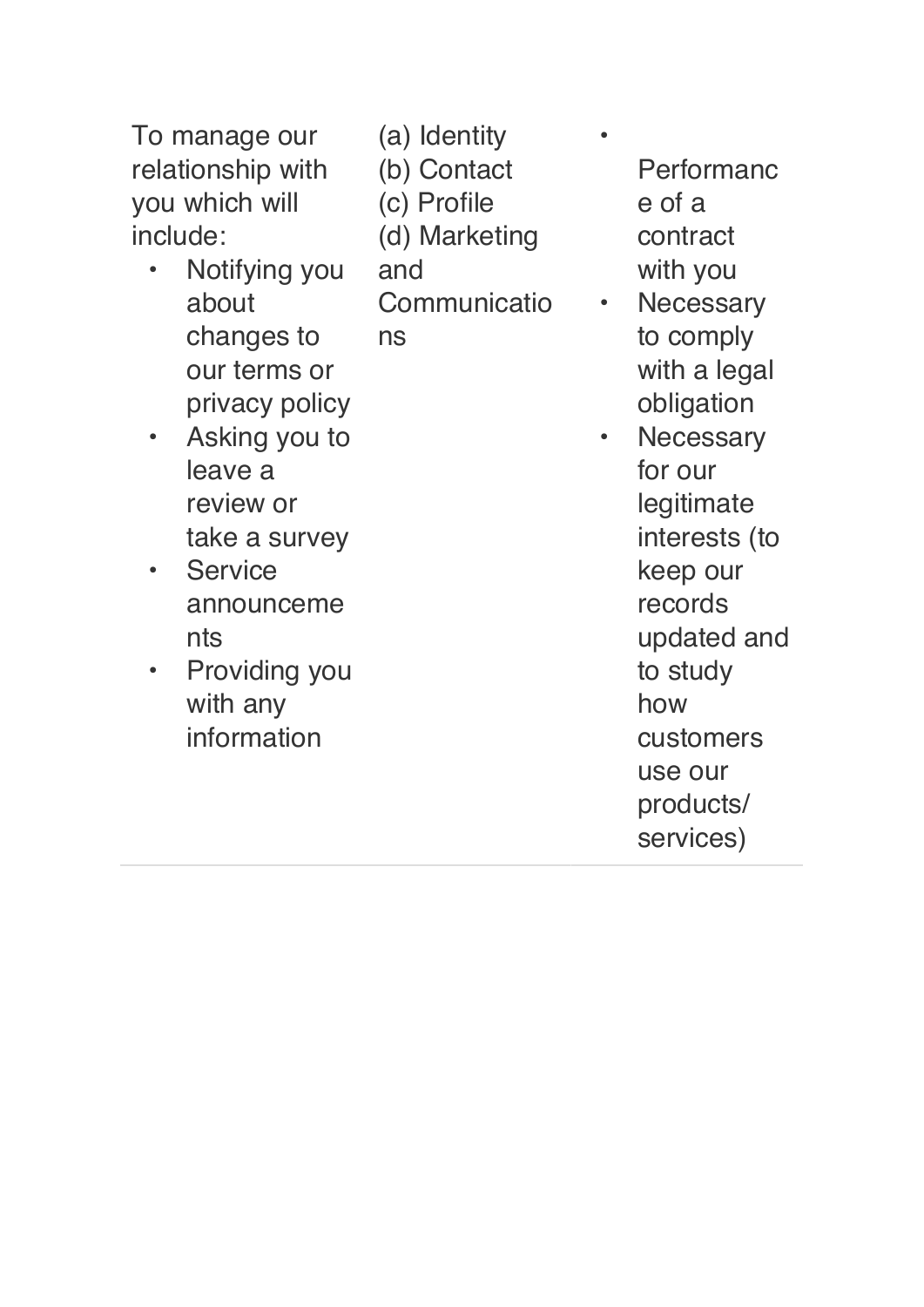| | | |
|---|---|---|
| To manage our relationship with you which will include:<br>• Notifying you about changes to our terms or privacy policy<br>• Asking you to leave a review or take a survey<br>• Service announcements<br>• Providing you with any information | (a) Identity<br>(b) Contact<br>(c) Profile<br>(d) Marketing and Communications | • Performance of a contract with you<br>• Necessary to comply with a legal obligation<br>• Necessary for our legitimate interests (to keep our records updated and to study how customers use our products/ services) |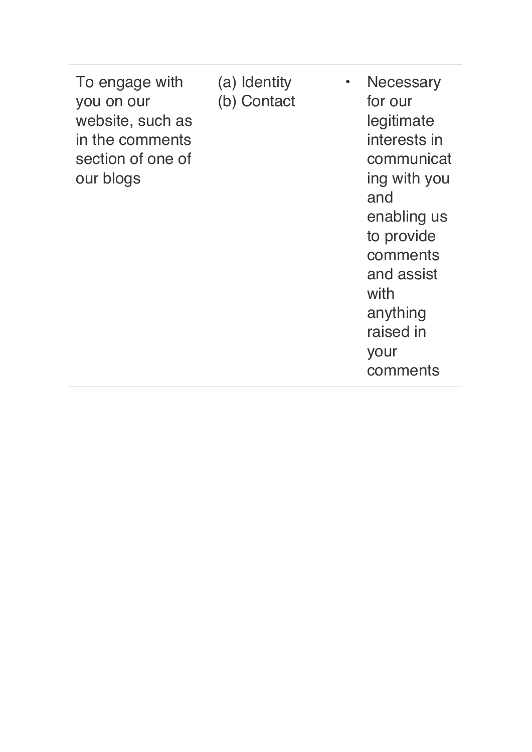| | | |
|---|---|---|
| To engage with you on our website, such as in the comments section of one of our blogs | (a) Identity<br>(b) Contact | • Necessary for our legitimate interests in communicating with you and enabling us to provide comments and assist with anything raised in your comments |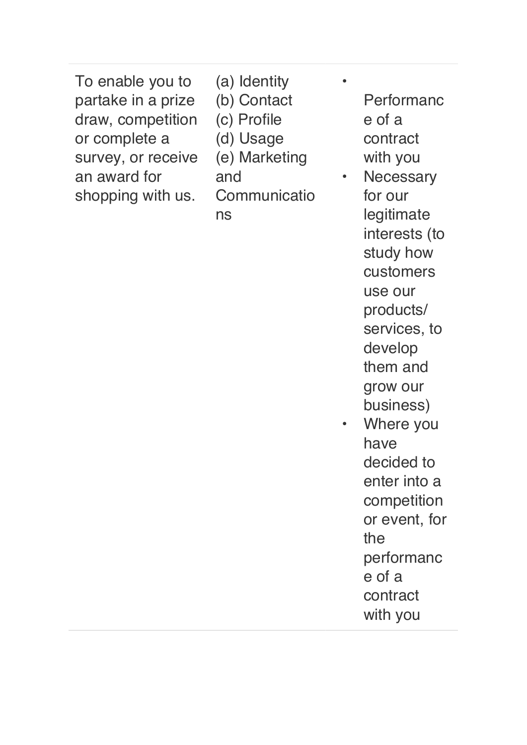| | | |
|---|---|---|
| To enable you to partake in a prize draw, competition or complete a survey, or receive an award for shopping with us. | (a) Identity<br>(b) Contact<br>(c) Profile<br>(d) Usage<br>(e) Marketing and Communications | • Performance of a contract with you<br>• Necessary for our legitimate interests (to study how customers use our products/ services, to develop them and grow our business)<br>• Where you have decided to enter into a competition or event, for the performance of a contract with you |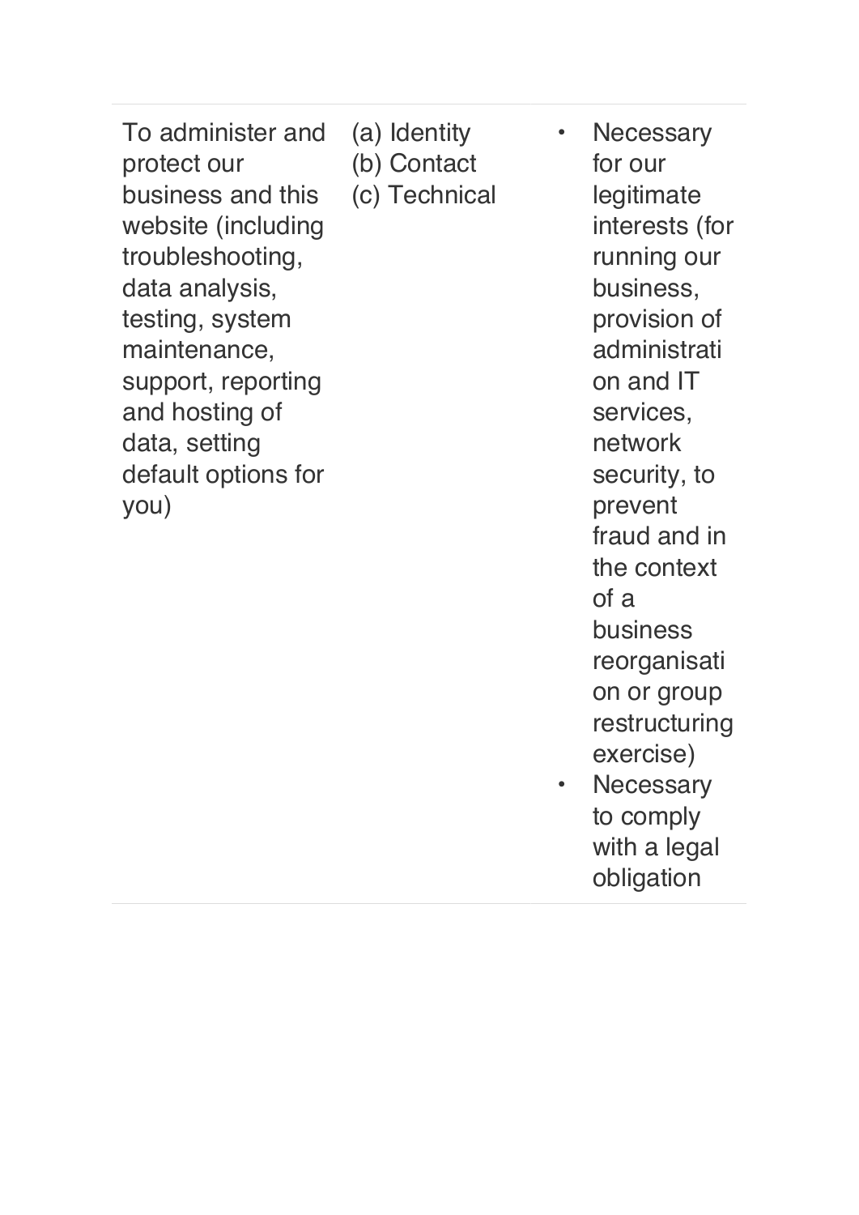| | | |
|---|---|---|
| To administer and protect our business and this website (including troubleshooting, data analysis, testing, system maintenance, support, reporting and hosting of data, setting default options for you) | (a) Identity<br>(b) Contact<br>(c) Technical | • Necessary for our legitimate interests (for running our business, provision of administration and IT services, network security, to prevent fraud and in the context of a business reorganisation or group restructuring exercise)<br>• Necessary to comply with a legal obligation |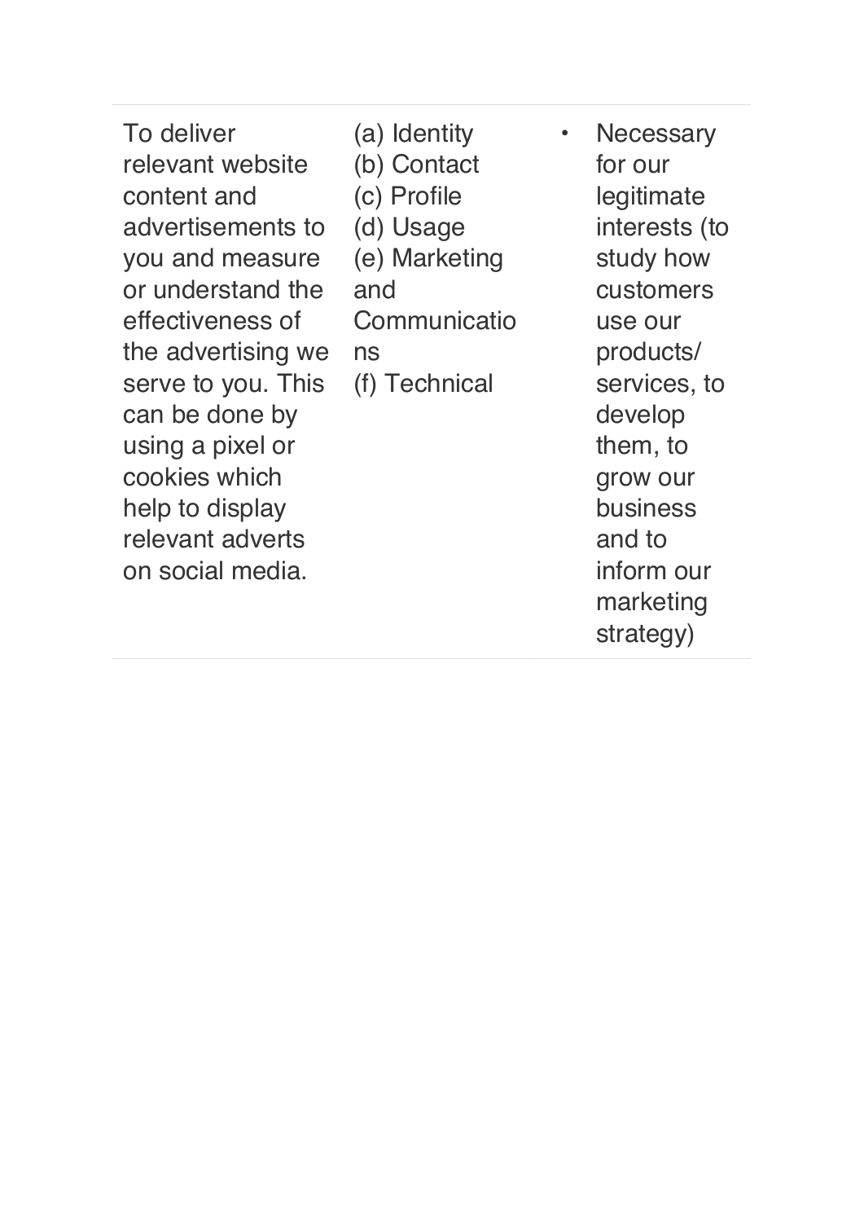| | | |
|---|---|---|
| To deliver relevant website content and advertisements to you and measure or understand the effectiveness of the advertising we serve to you. This can be done by using a pixel or cookies which help to display relevant adverts on social media. | (a) Identity<br>(b) Contact<br>(c) Profile<br>(d) Usage<br>(e) Marketing and Communications<br>(f) Technical | • Necessary for our legitimate interests (to study how customers use our products/ services, to develop them, to grow our business and to inform our marketing strategy) |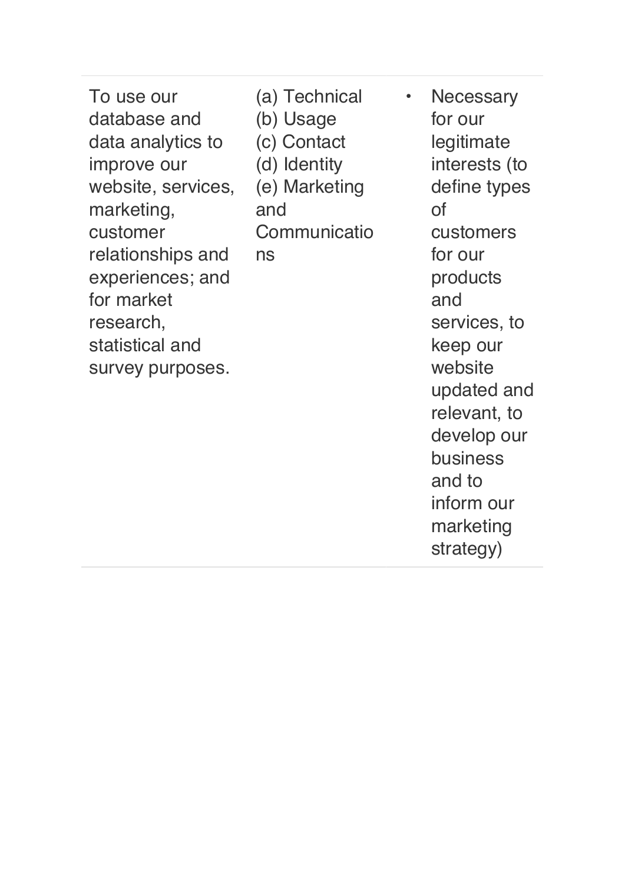| | | |
|---|---|---|
| To use our database and data analytics to improve our website, services, marketing, customer relationships and experiences; and for market research, statistical and survey purposes. | (a) Technical<br>(b) Usage<br>(c) Contact<br>(d) Identity<br>(e) Marketing and Communications | • Necessary for our legitimate interests (to define types of customers for our products and services, to keep our website updated and relevant, to develop our business and to inform our marketing strategy) |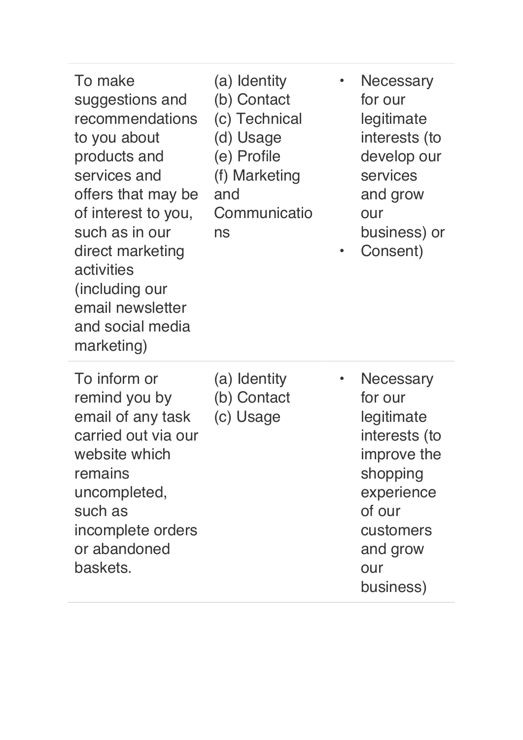| | | |
|---|---|---|
| To make suggestions and recommendations to you about products and services and offers that may be of interest to you, such as in our direct marketing activities (including our email newsletter and social media marketing) | (a) Identity<br>(b) Contact<br>(c) Technical<br>(d) Usage<br>(e) Profile<br>(f) Marketing and Communications | • Necessary for our legitimate interests (to develop our services and grow our business) or<br>• Consent) |
| To inform or remind you by email of any task carried out via our website which remains uncompleted, such as incomplete orders or abandoned baskets. | (a) Identity<br>(b) Contact<br>(c) Usage | • Necessary for our legitimate interests (to improve the shopping experience of our customers and grow our business) |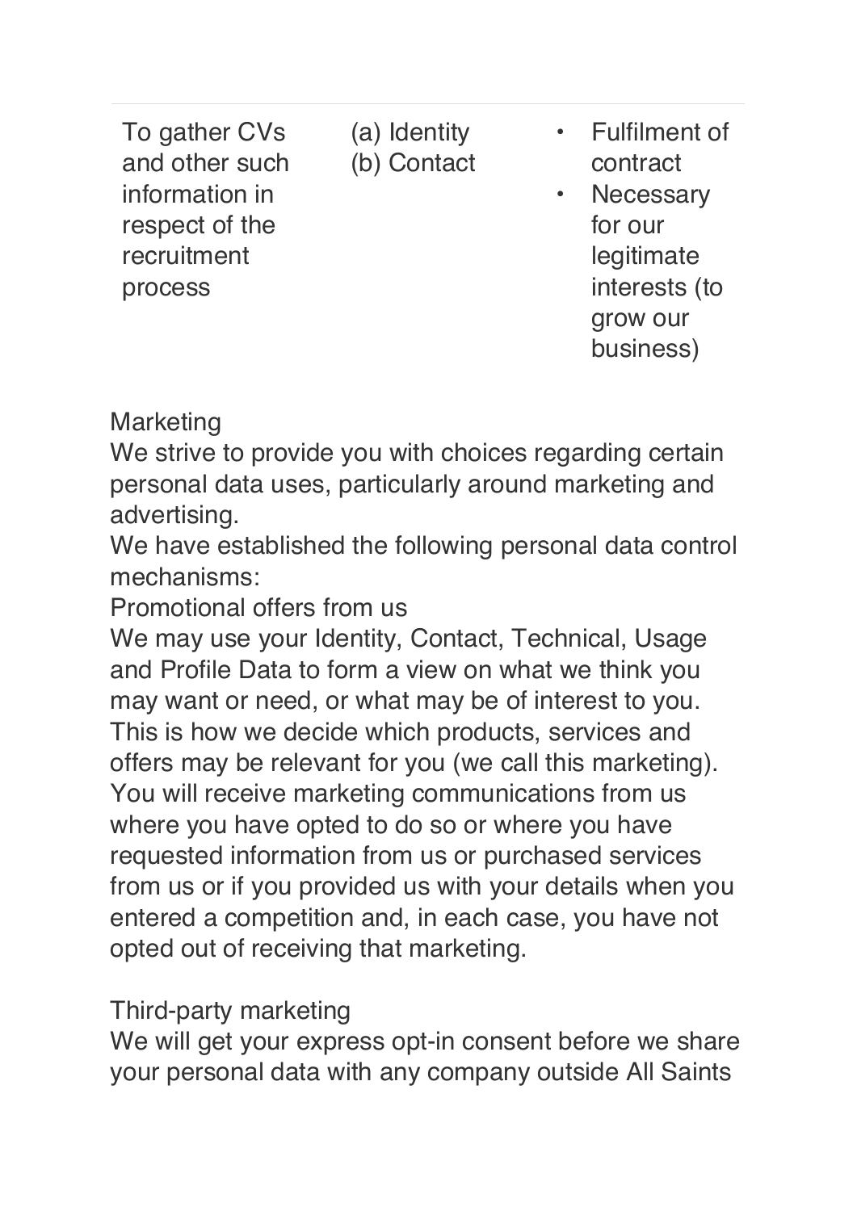| | | |
|---|---|---|
| To gather CVs and other such information in respect of the recruitment process | (a) Identity<br>(b) Contact | • Fulfilment of contract<br>• Necessary for our legitimate interests (to grow our business) |

Marketing

We strive to provide you with choices regarding certain personal data uses, particularly around marketing and advertising.

We have established the following personal data control mechanisms:

Promotional offers from us

We may use your Identity, Contact, Technical, Usage and Profile Data to form a view on what we think you may want or need, or what may be of interest to you. This is how we decide which products, services and offers may be relevant for you (we call this marketing). You will receive marketing communications from us where you have opted to do so or where you have requested information from us or purchased services from us or if you provided us with your details when you entered a competition and, in each case, you have not opted out of receiving that marketing.

Third-party marketing

We will get your express opt-in consent before we share your personal data with any company outside All Saints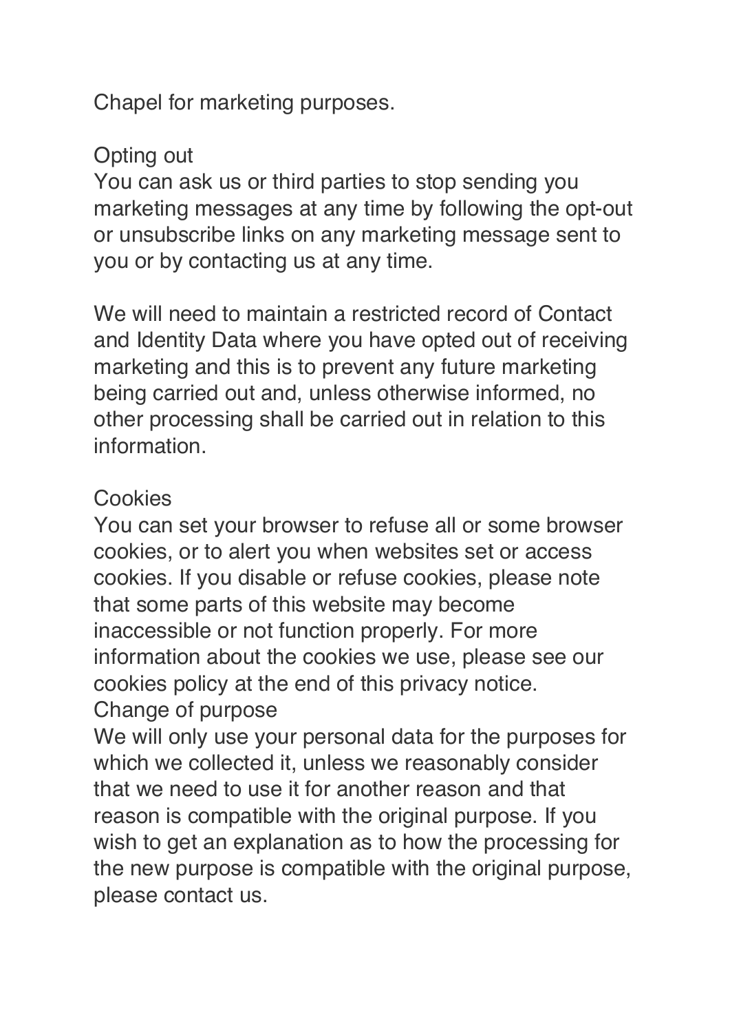Chapel for marketing purposes.

## Opting out

You can ask us or third parties to stop sending you marketing messages at any time by following the opt-out or unsubscribe links on any marketing message sent to you or by contacting us at any time.

We will need to maintain a restricted record of Contact and Identity Data where you have opted out of receiving marketing and this is to prevent any future marketing being carried out and, unless otherwise informed, no other processing shall be carried out in relation to this information.

## Cookies

You can set your browser to refuse all or some browser cookies, or to alert you when websites set or access cookies. If you disable or refuse cookies, please note that some parts of this website may become inaccessible or not function properly. For more information about the cookies we use, please see our cookies policy at the end of this privacy notice.

## Change of purpose

We will only use your personal data for the purposes for which we collected it, unless we reasonably consider that we need to use it for another reason and that reason is compatible with the original purpose. If you wish to get an explanation as to how the processing for the new purpose is compatible with the original purpose, please contact us.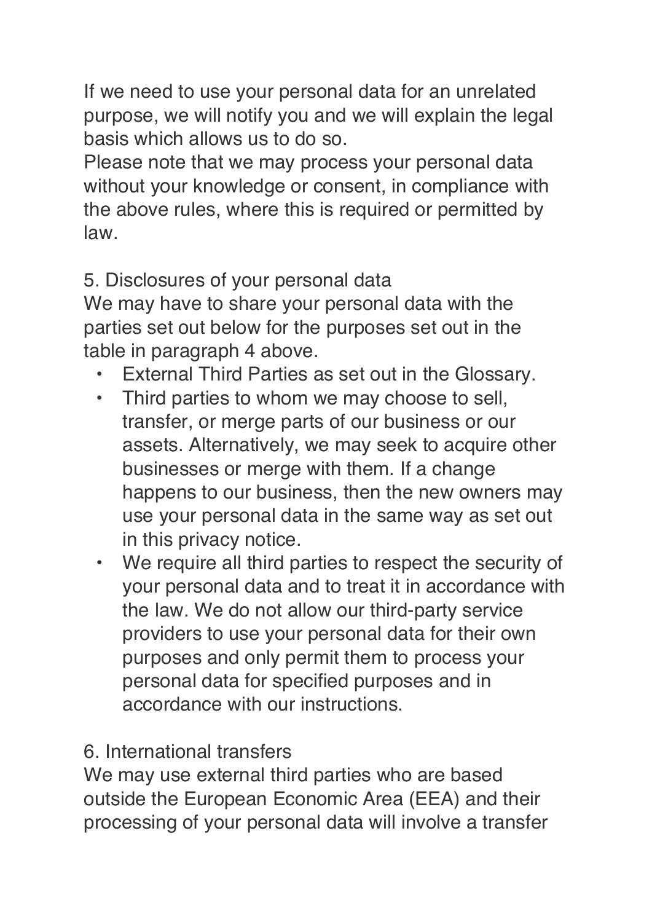If we need to use your personal data for an unrelated purpose, we will notify you and we will explain the legal basis which allows us to do so.

Please note that we may process your personal data without your knowledge or consent, in compliance with the above rules, where this is required or permitted by law.

## 5. Disclosures of your personal data

We may have to share your personal data with the parties set out below for the purposes set out in the table in paragraph 4 above.

- External Third Parties as set out in the Glossary.
- Third parties to whom we may choose to sell, transfer, or merge parts of our business or our assets. Alternatively, we may seek to acquire other businesses or merge with them. If a change happens to our business, then the new owners may use your personal data in the same way as set out in this privacy notice.
- We require all third parties to respect the security of your personal data and to treat it in accordance with the law. We do not allow our third-party service providers to use your personal data for their own purposes and only permit them to process your personal data for specified purposes and in accordance with our instructions.

## 6. International transfers

We may use external third parties who are based outside the European Economic Area (EEA) and their processing of your personal data will involve a transfer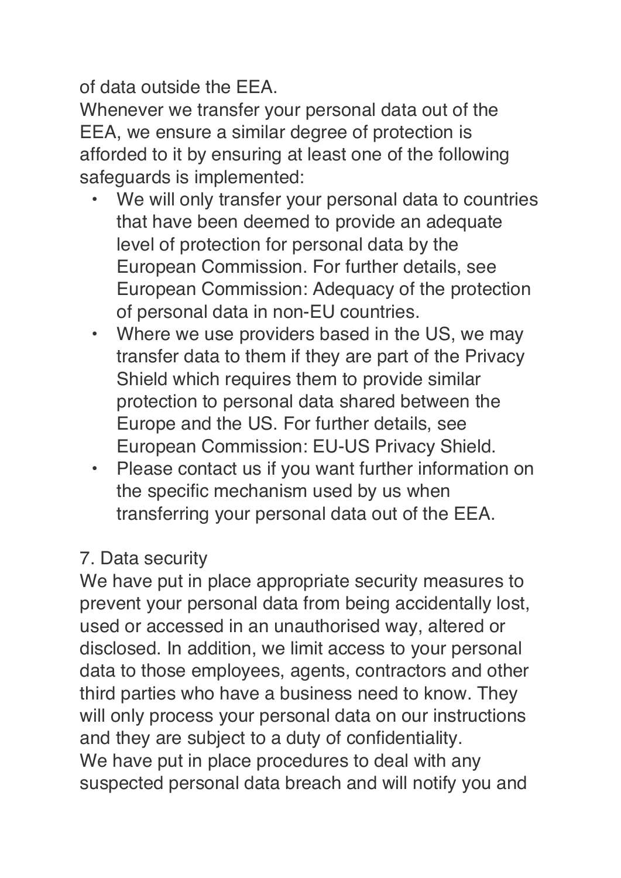of data outside the EEA.
Whenever we transfer your personal data out of the EEA, we ensure a similar degree of protection is afforded to it by ensuring at least one of the following safeguards is implemented:

- We will only transfer your personal data to countries that have been deemed to provide an adequate level of protection for personal data by the European Commission. For further details, see European Commission: Adequacy of the protection of personal data in non-EU countries.
- Where we use providers based in the US, we may transfer data to them if they are part of the Privacy Shield which requires them to provide similar protection to personal data shared between the Europe and the US. For further details, see European Commission: EU-US Privacy Shield.
- Please contact us if you want further information on the specific mechanism used by us when transferring your personal data out of the EEA.

## 7. Data security

We have put in place appropriate security measures to prevent your personal data from being accidentally lost, used or accessed in an unauthorised way, altered or disclosed. In addition, we limit access to your personal data to those employees, agents, contractors and other third parties who have a business need to know. They will only process your personal data on our instructions and they are subject to a duty of confidentiality.
We have put in place procedures to deal with any suspected personal data breach and will notify you and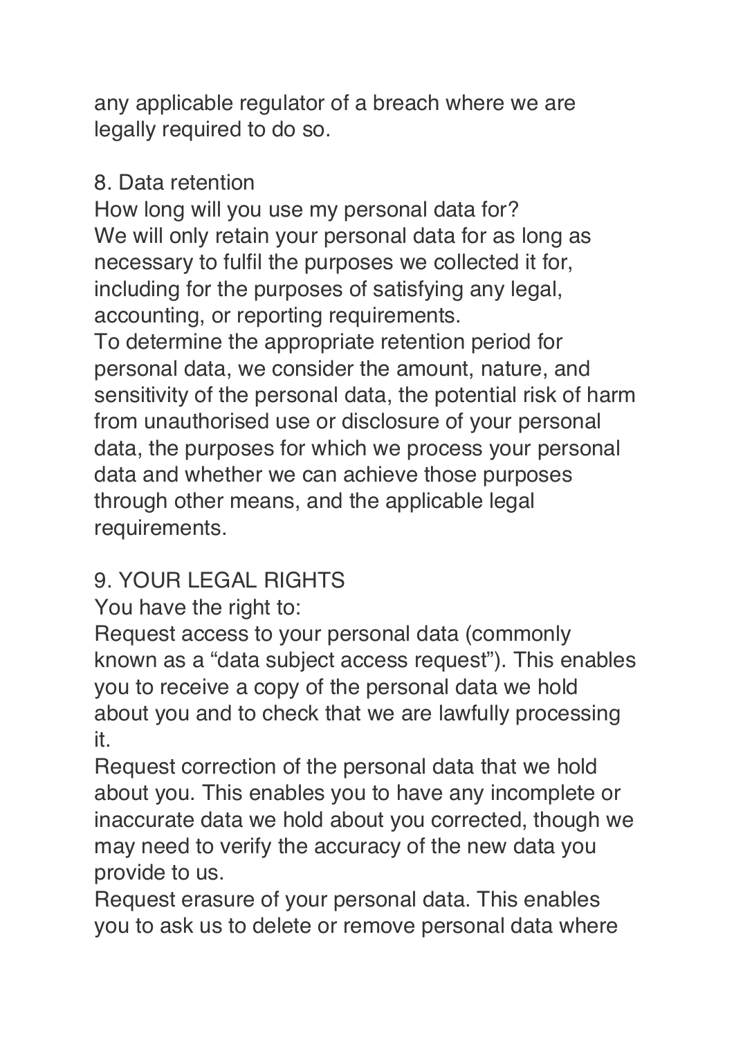any applicable regulator of a breach where we are legally required to do so.

## 8. Data retention

How long will you use my personal data for?
We will only retain your personal data for as long as necessary to fulfil the purposes we collected it for, including for the purposes of satisfying any legal, accounting, or reporting requirements.
To determine the appropriate retention period for personal data, we consider the amount, nature, and sensitivity of the personal data, the potential risk of harm from unauthorised use or disclosure of your personal data, the purposes for which we process your personal data and whether we can achieve those purposes through other means, and the applicable legal requirements.

## 9. YOUR LEGAL RIGHTS

You have the right to:
Request access to your personal data (commonly known as a "data subject access request"). This enables you to receive a copy of the personal data we hold about you and to check that we are lawfully processing it.
Request correction of the personal data that we hold about you. This enables you to have any incomplete or inaccurate data we hold about you corrected, though we may need to verify the accuracy of the new data you provide to us.
Request erasure of your personal data. This enables you to ask us to delete or remove personal data where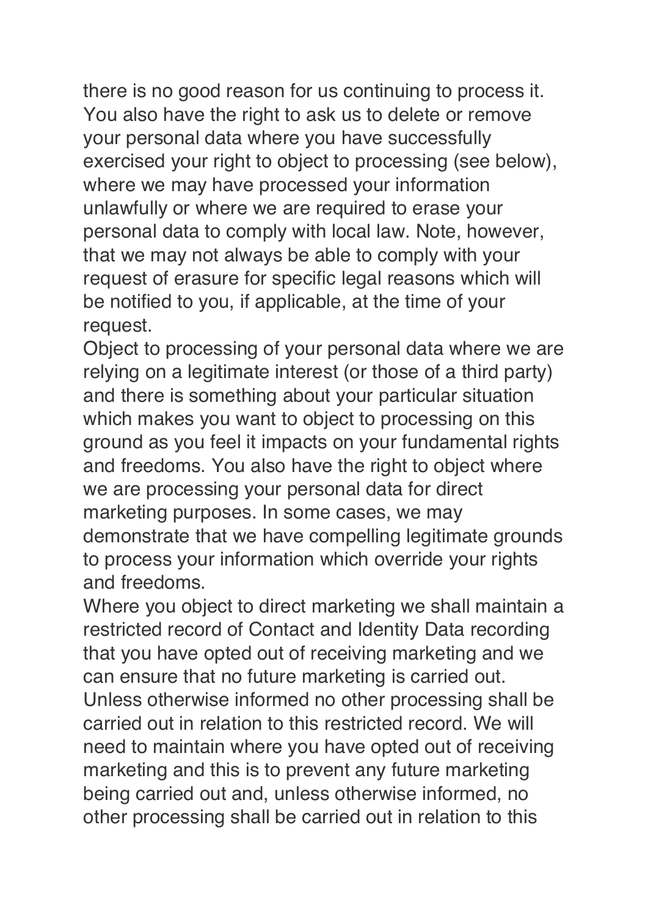there is no good reason for us continuing to process it. You also have the right to ask us to delete or remove your personal data where you have successfully exercised your right to object to processing (see below), where we may have processed your information unlawfully or where we are required to erase your personal data to comply with local law. Note, however, that we may not always be able to comply with your request of erasure for specific legal reasons which will be notified to you, if applicable, at the time of your request.

Object to processing of your personal data where we are relying on a legitimate interest (or those of a third party) and there is something about your particular situation which makes you want to object to processing on this ground as you feel it impacts on your fundamental rights and freedoms. You also have the right to object where we are processing your personal data for direct marketing purposes. In some cases, we may demonstrate that we have compelling legitimate grounds to process your information which override your rights and freedoms.

Where you object to direct marketing we shall maintain a restricted record of Contact and Identity Data recording that you have opted out of receiving marketing and we can ensure that no future marketing is carried out. Unless otherwise informed no other processing shall be carried out in relation to this restricted record. We will need to maintain where you have opted out of receiving marketing and this is to prevent any future marketing being carried out and, unless otherwise informed, no other processing shall be carried out in relation to this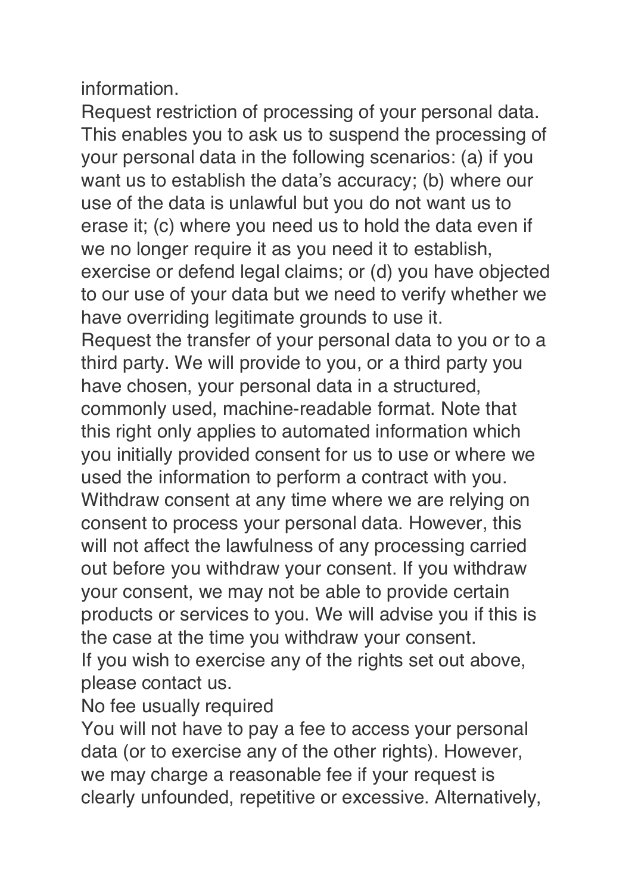information.

Request restriction of processing of your personal data. This enables you to ask us to suspend the processing of your personal data in the following scenarios: (a) if you want us to establish the data's accuracy; (b) where our use of the data is unlawful but you do not want us to erase it; (c) where you need us to hold the data even if we no longer require it as you need it to establish, exercise or defend legal claims; or (d) you have objected to our use of your data but we need to verify whether we have overriding legitimate grounds to use it.

Request the transfer of your personal data to you or to a third party. We will provide to you, or a third party you have chosen, your personal data in a structured, commonly used, machine-readable format. Note that this right only applies to automated information which you initially provided consent for us to use or where we used the information to perform a contract with you.

Withdraw consent at any time where we are relying on consent to process your personal data. However, this will not affect the lawfulness of any processing carried out before you withdraw your consent. If you withdraw your consent, we may not be able to provide certain products or services to you. We will advise you if this is the case at the time you withdraw your consent.

If you wish to exercise any of the rights set out above, please contact us.

No fee usually required

You will not have to pay a fee to access your personal data (or to exercise any of the other rights). However, we may charge a reasonable fee if your request is clearly unfounded, repetitive or excessive. Alternatively,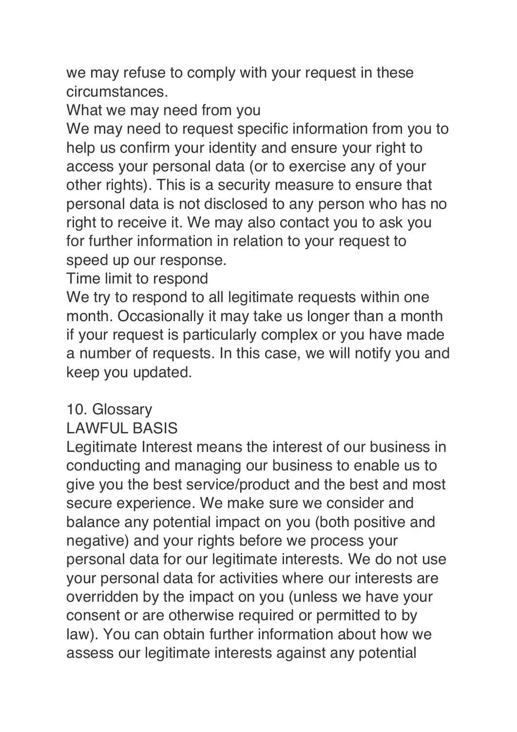we may refuse to comply with your request in these circumstances.

### What we may need from you

We may need to request specific information from you to help us confirm your identity and ensure your right to access your personal data (or to exercise any of your other rights). This is a security measure to ensure that personal data is not disclosed to any person who has no right to receive it. We may also contact you to ask you for further information in relation to your request to speed up our response.

### Time limit to respond

We try to respond to all legitimate requests within one month. Occasionally it may take us longer than a month if your request is particularly complex or you have made a number of requests. In this case, we will notify you and keep you updated.

## 10. Glossary

### LAWFUL BASIS

Legitimate Interest means the interest of our business in conducting and managing our business to enable us to give you the best service/product and the best and most secure experience. We make sure we consider and balance any potential impact on you (both positive and negative) and your rights before we process your personal data for our legitimate interests. We do not use your personal data for activities where our interests are overridden by the impact on you (unless we have your consent or are otherwise required or permitted to by law). You can obtain further information about how we assess our legitimate interests against any potential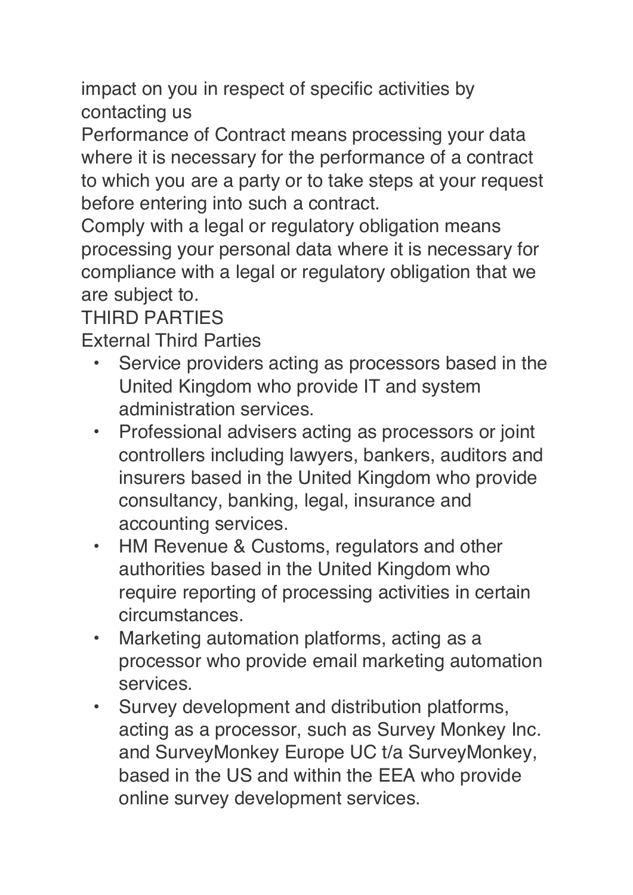impact on you in respect of specific activities by contacting us

Performance of Contract means processing your data where it is necessary for the performance of a contract to which you are a party or to take steps at your request before entering into such a contract.

Comply with a legal or regulatory obligation means processing your personal data where it is necessary for compliance with a legal or regulatory obligation that we are subject to.

THIRD PARTIES

External Third Parties

- Service providers acting as processors based in the United Kingdom who provide IT and system administration services.
- Professional advisers acting as processors or joint controllers including lawyers, bankers, auditors and insurers based in the United Kingdom who provide consultancy, banking, legal, insurance and accounting services.
- HM Revenue & Customs, regulators and other authorities based in the United Kingdom who require reporting of processing activities in certain circumstances.
- Marketing automation platforms, acting as a processor who provide email marketing automation services.
- Survey development and distribution platforms, acting as a processor, such as Survey Monkey Inc. and SurveyMonkey Europe UC t/a SurveyMonkey, based in the US and within the EEA who provide online survey development services.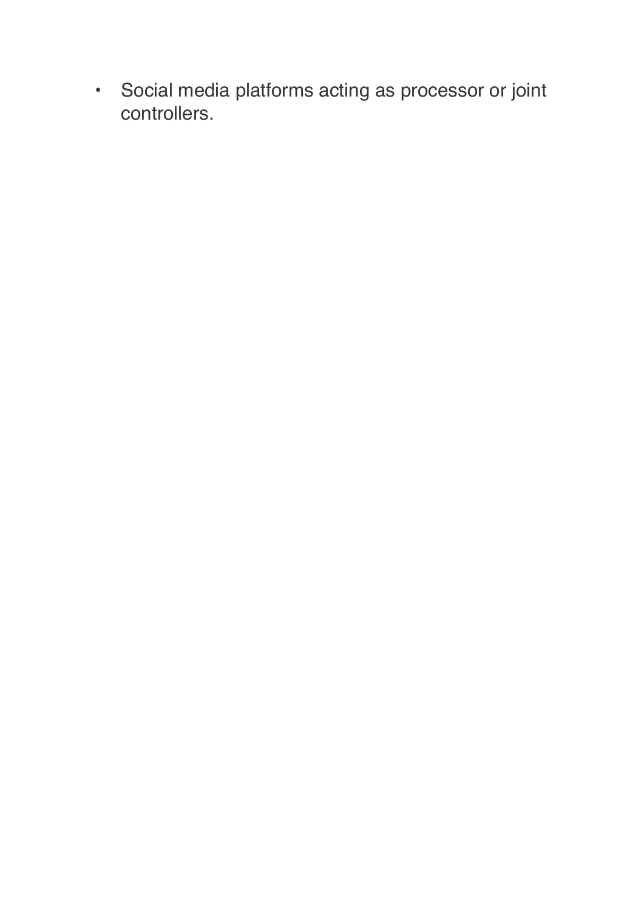- Social media platforms acting as processor or joint controllers.